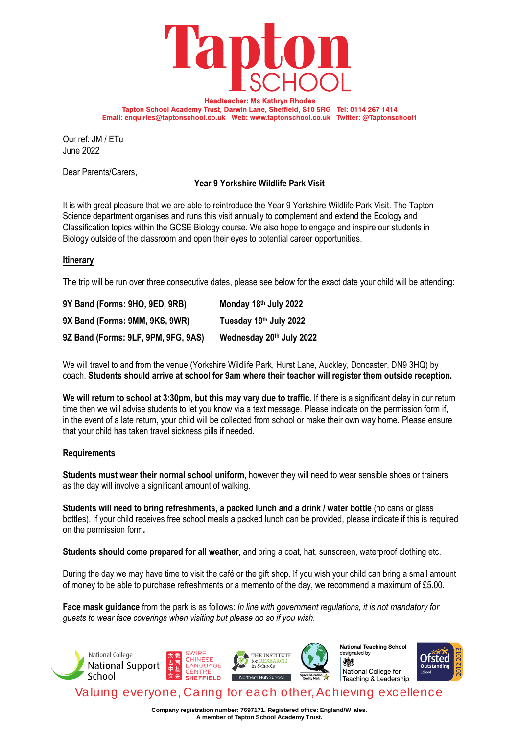# Tapton SCHOOL

**Headteacher: Ms Kathryn Rhodes**
**Tapton School Academy Trust, Darwin Lane, Sheffield, S10 5RG Tel: 0114 267 1414**
**Email: enquiries@taptonschool.co.uk Web: www.taptonschool.co.uk Twitter: @Taptonschool1**

Our ref: JM / ETu
June 2022

Dear Parents/Carers,

## Year 9 Yorkshire Wildlife Park Visit

It is with great pleasure that we are able to reintroduce the Year 9 Yorkshire Wildlife Park Visit. The Tapton Science department organises and runs this visit annually to complement and extend the Ecology and Classification topics within the GCSE Biology course. We also hope to engage and inspire our students in Biology outside of the classroom and open their eyes to potential career opportunities.

### Itinerary

The trip will be run over three consecutive dates, please see below for the exact date your child will be attending:

| | |
|---|---|
| **9Y Band (Forms: 9HO, 9ED, 9RB)** | **Monday 18th July 2022** |
| **9X Band (Forms: 9MM, 9KS, 9WR)** | **Tuesday 19th July 2022** |
| **9Z Band (Forms: 9LF, 9PM, 9FG, 9AS)** | **Wednesday 20th July 2022** |

We will travel to and from the venue (Yorkshire Wildlife Park, Hurst Lane, Auckley, Doncaster, DN9 3HQ) by coach. **Students should arrive at school for 9am where their teacher will register them outside reception.**

**We will return to school at 3:30pm, but this may vary due to traffic.** If there is a significant delay in our return time then we will advise students to let you know via a text message. Please indicate on the permission form if, in the event of a late return, your child will be collected from school or make their own way home. Please ensure that your child has taken travel sickness pills if needed.

### Requirements

**Students must wear their normal school uniform**, however they will need to wear sensible shoes or trainers as the day will involve a significant amount of walking.

**Students will need to bring refreshments, a packed lunch and a drink / water bottle** (no cans or glass bottles). If your child receives free school meals a packed lunch can be provided, please indicate if this is required on the permission form**.**

**Students should come prepared for all weather**, and bring a coat, hat, sunscreen, waterproof clothing etc.

During the day we may have time to visit the café or the gift shop. If you wish your child can bring a small amount of money to be able to purchase refreshments or a memento of the day, we recommend a maximum of £5.00.

**Face mask guidance** from the park is as follows: *In line with government regulations, it is not mandatory for guests to wear face coverings when visiting but please do so if you wish.*

National College National Support School | SWIRE CHINESE LANGUAGE CENTRE SHEFFIELD | THE INSTITUTE for RESEARCH in Schools Northern Hub School | Space Education Quality Mark | National Teaching School designated by National College for Teaching & Leadership | Ofsted Outstanding School 2012|2013

Valuing everyone, Caring for each other, Achieving excellence

**Company registration number: 7697171. Registered office: England/W ales.**
**A member of Tapton School Academy Trust.**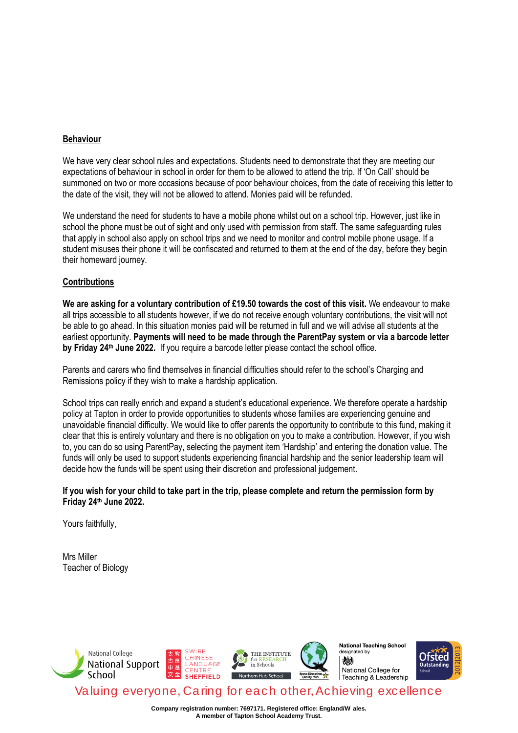**Behaviour**

We have very clear school rules and expectations. Students need to demonstrate that they are meeting our expectations of behaviour in school in order for them to be allowed to attend the trip. If 'On Call' should be summoned on two or more occasions because of poor behaviour choices, from the date of receiving this letter to the date of the visit, they will not be allowed to attend. Monies paid will be refunded.

We understand the need for students to have a mobile phone whilst out on a school trip. However, just like in school the phone must be out of sight and only used with permission from staff. The same safeguarding rules that apply in school also apply on school trips and we need to monitor and control mobile phone usage. If a student misuses their phone it will be confiscated and returned to them at the end of the day, before they begin their homeward journey.

**Contributions**

**We are asking for a voluntary contribution of £19.50 towards the cost of this visit.** We endeavour to make all trips accessible to all students however, if we do not receive enough voluntary contributions, the visit will not be able to go ahead. In this situation monies paid will be returned in full and we will advise all students at the earliest opportunity. **Payments will need to be made through the ParentPay system or via a barcode letter by Friday 24th June 2022.** If you require a barcode letter please contact the school office.

Parents and carers who find themselves in financial difficulties should refer to the school's Charging and Remissions policy if they wish to make a hardship application.

School trips can really enrich and expand a student's educational experience. We therefore operate a hardship policy at Tapton in order to provide opportunities to students whose families are experiencing genuine and unavoidable financial difficulty. We would like to offer parents the opportunity to contribute to this fund, making it clear that this is entirely voluntary and there is no obligation on you to make a contribution. However, if you wish to, you can do so using ParentPay, selecting the payment item 'Hardship' and entering the donation value. The funds will only be used to support students experiencing financial hardship and the senior leadership team will decide how the funds will be spent using their discretion and professional judgement.

**If you wish for your child to take part in the trip, please complete and return the permission form by Friday 24th June 2022.**

Yours faithfully,

Mrs Miller
Teacher of Biology

Valuing everyone, Caring for each other, Achieving excellence

**Company registration number: 7697171. Registered office: England/Wales.**
**A member of Tapton School Academy Trust.**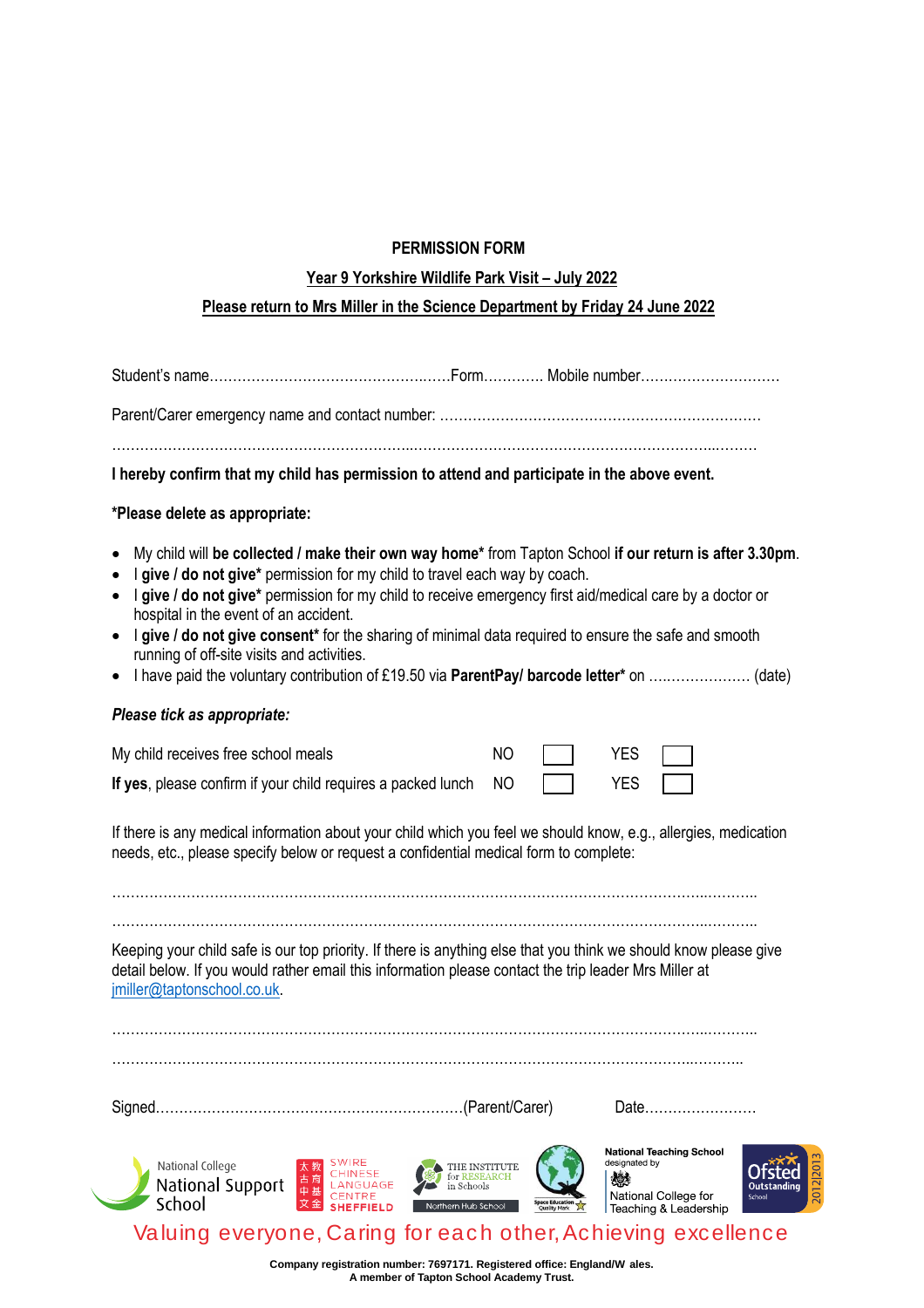# PERMISSION FORM

**Year 9 Yorkshire Wildlife Park Visit – July 2022**

**Please return to Mrs Miller in the Science Department by Friday 24 June 2022**

Student's name……………………………………….……Form…………. Mobile number…………………………

Parent/Carer emergency name and contact number: ……………………………………………………………

…………………………………………………...………………………………………………………...………

**I hereby confirm that my child has permission to attend and participate in the above event.**

**\*Please delete as appropriate:**

- My child will **be collected / make their own way home\*** from Tapton School **if our return is after 3.30pm**.
- I **give / do not give\*** permission for my child to travel each way by coach.
- I **give / do not give\*** permission for my child to receive emergency first aid/medical care by a doctor or hospital in the event of an accident.
- I **give / do not give consent\*** for the sharing of minimal data required to ensure the safe and smooth running of off-site visits and activities.
- I have paid the voluntary contribution of £19.50 via **ParentPay/ barcode letter\*** on …………………. (date)

***Please tick as appropriate:***

| | | | | |
|---|---|---|---|---|
| My child receives free school meals | NO | ☐ | YES | ☐ |
| **If yes**, please confirm if your child requires a packed lunch | NO | ☐ | YES | ☐ |

If there is any medical information about your child which you feel we should know, e.g., allergies, medication needs, etc., please specify below or request a confidential medical form to complete:

………………………………………………………………………………………………………………..………..

………………………………………………………………………………………………………………..………..

Keeping your child safe is our top priority. If there is anything else that you think we should know please give detail below. If you would rather email this information please contact the trip leader Mrs Miller at jmiller@taptonschool.co.uk.

………………………………………………………………………………………………………………..………..

………………………………………………………………………………………………………………..………

Signed…………………………………………………………(Parent/Carer) Date……………………

National College National Support School | SWIRE CHINESE LANGUAGE CENTRE SHEFFIELD | THE INSTITUTE for RESEARCH in Schools Northern Hub School | Space Education Quality Mark | National Teaching School designated by National College for Teaching & Leadership | Ofsted Outstanding School 2012|2013

Valuing everyone, Caring for each other, Achieving excellence

**Company registration number: 7697171. Registered office: England/W ales.**
**A member of Tapton School Academy Trust.**